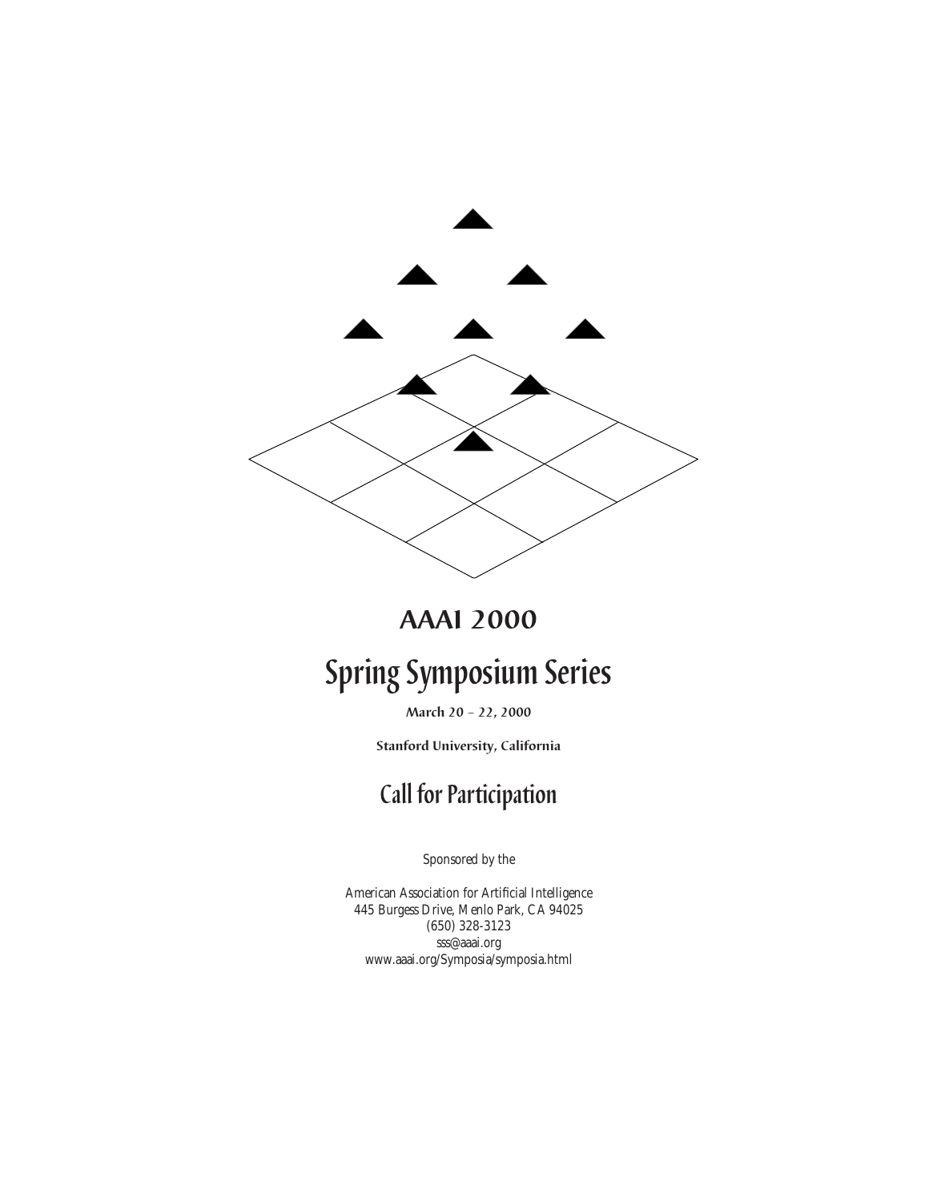# AAAI 2000

# Spring Symposium Series

**March 20 – 22, 2000**

**Stanford University, California**

## Call for Participation

Sponsored by the

American Association for Artificial Intelligence
445 Burgess Drive, Menlo Park, CA 94025
(650) 328-3123
sss@aaai.org
www.aaai.org/Symposia/symposia.html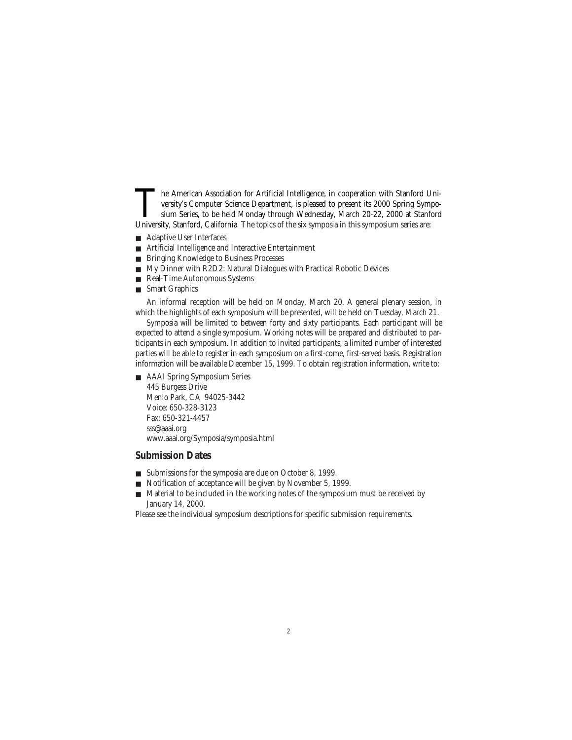The American Association for Artificial Intelligence, in cooperation with Stanford University's Computer Science Department, is pleased to present its 2000 Spring Symposium Series, to be held Monday through Wednesday, March 20-22, 2000 at Stanford University, Stanford, California. The topics of the six symposia in this symposium series are:

- Adaptive User Interfaces
- Artificial Intelligence and Interactive Entertainment
- Bringing Knowledge to Business Processes
- My Dinner with R2D2: Natural Dialogues with Practical Robotic Devices
- Real-Time Autonomous Systems
- Smart Graphics

An informal reception will be held on Monday, March 20. A general plenary session, in which the highlights of each symposium will be presented, will be held on Tuesday, March 21.

Symposia will be limited to between forty and sixty participants. Each participant will be expected to attend a single symposium. Working notes will be prepared and distributed to participants in each symposium. In addition to invited participants, a limited number of interested parties will be able to register in each symposium on a first-come, first-served basis. Registration information will be available December 15, 1999. To obtain registration information, write to:

- AAAI Spring Symposium Series
  445 Burgess Drive
  Menlo Park, CA 94025-3442
  Voice: 650-328-3123
  Fax: 650-321-4457
  sss@aaai.org
  www.aaai.org/Symposia/symposia.html

## Submission Dates

- Submissions for the symposia are due on October 8, 1999.
- Notification of acceptance will be given by November 5, 1999.
- Material to be included in the working notes of the symposium must be received by January 14, 2000.

Please see the individual symposium descriptions for specific submission requirements.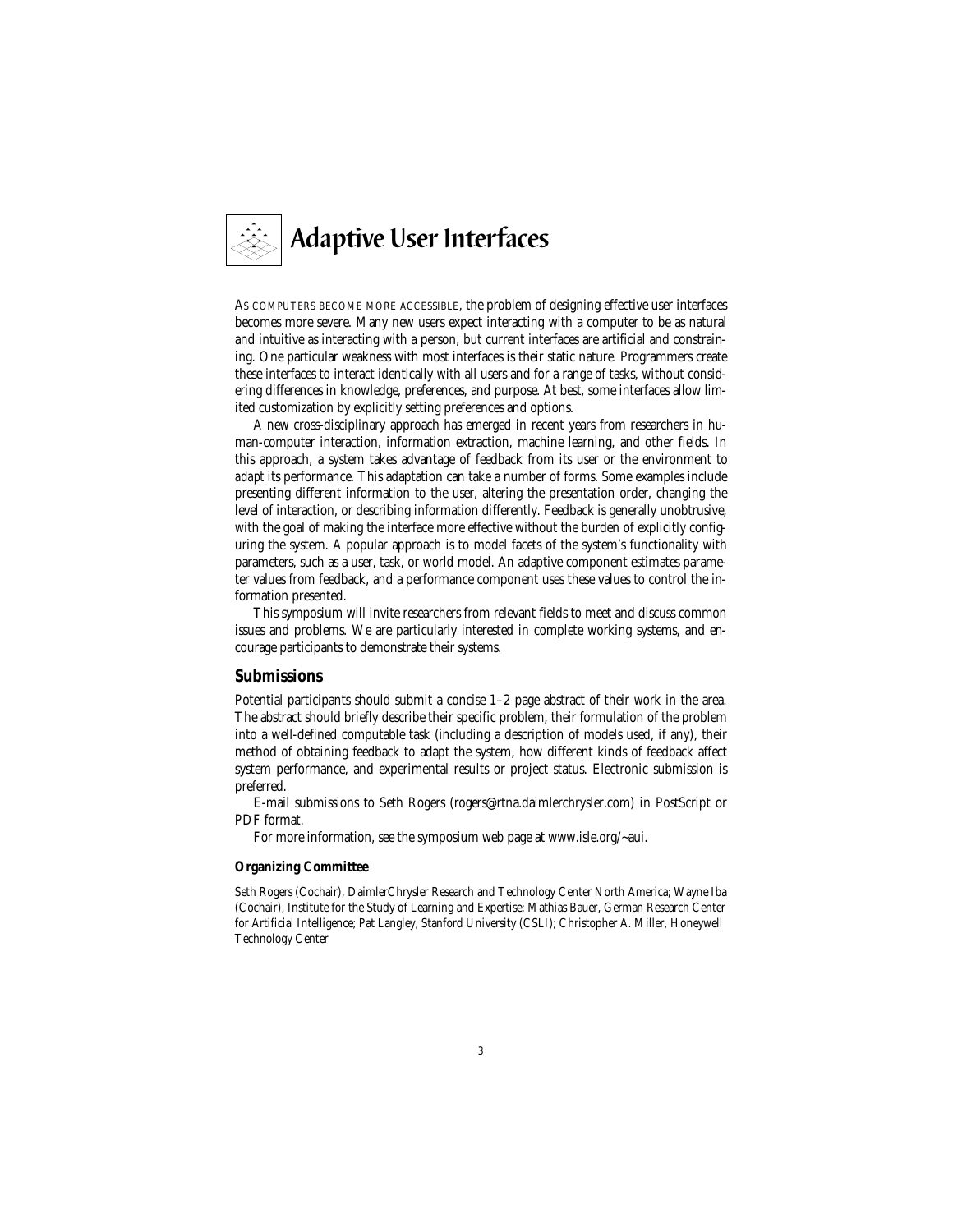# Adaptive User Interfaces

As computers become more accessible, the problem of designing effective user interfaces becomes more severe. Many new users expect interacting with a computer to be as natural and intuitive as interacting with a person, but current interfaces are artificial and constraining. One particular weakness with most interfaces is their static nature. Programmers create these interfaces to interact identically with all users and for a range of tasks, without considering differences in knowledge, preferences, and purpose. At best, some interfaces allow limited customization by explicitly setting preferences and options.

A new cross-disciplinary approach has emerged in recent years from researchers in human-computer interaction, information extraction, machine learning, and other fields. In this approach, a system takes advantage of feedback from its user or the environment to *adapt* its performance. This adaptation can take a number of forms. Some examples include presenting different information to the user, altering the presentation order, changing the level of interaction, or describing information differently. Feedback is generally unobtrusive, with the goal of making the interface more effective without the burden of explicitly configuring the system. A popular approach is to model facets of the system's functionality with parameters, such as a user, task, or world model. An adaptive component estimates parameter values from feedback, and a performance component uses these values to control the information presented.

This symposium will invite researchers from relevant fields to meet and discuss common issues and problems. We are particularly interested in complete working systems, and encourage participants to demonstrate their systems.

## Submissions

Potential participants should submit a concise 1–2 page abstract of their work in the area. The abstract should briefly describe their specific problem, their formulation of the problem into a well-defined computable task (including a description of models used, if any), their method of obtaining feedback to adapt the system, how different kinds of feedback affect system performance, and experimental results or project status. Electronic submission is preferred.

E-mail submissions to Seth Rogers (rogers@rtna.daimlerchrysler.com) in PostScript or PDF format.

For more information, see the symposium web page at www.isle.org/~aui.

### Organizing Committee

Seth Rogers (Cochair), DaimlerChrysler Research and Technology Center North America; Wayne Iba (Cochair), Institute for the Study of Learning and Expertise; Mathias Bauer, German Research Center for Artificial Intelligence; Pat Langley, Stanford University (CSLI); Christopher A. Miller, Honeywell Technology Center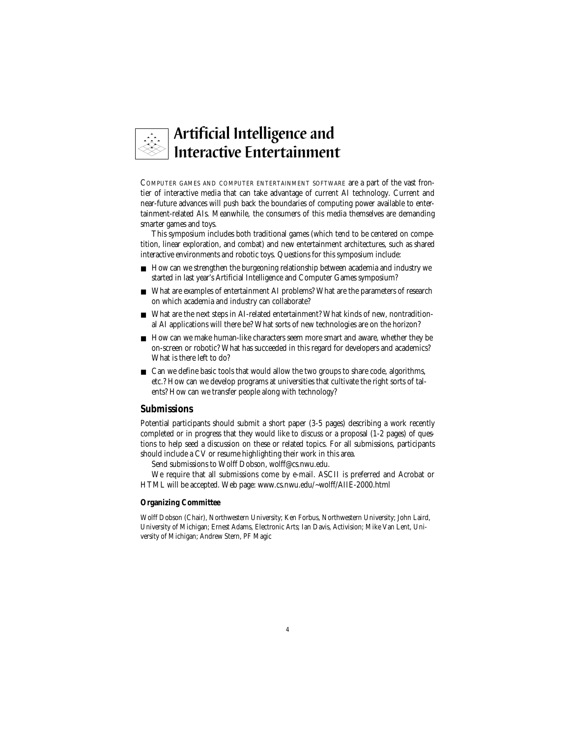# Artificial Intelligence and Interactive Entertainment

COMPUTER GAMES AND COMPUTER ENTERTAINMENT SOFTWARE are a part of the vast frontier of interactive media that can take advantage of current AI technology. Current and near-future advances will push back the boundaries of computing power available to entertainment-related AIs. Meanwhile, the consumers of this media themselves are demanding smarter games and toys.

This symposium includes both traditional games (which tend to be centered on competition, linear exploration, and combat) and new entertainment architectures, such as shared interactive environments and robotic toys. Questions for this symposium include:

- How can we strengthen the burgeoning relationship between academia and industry we started in last year's Artificial Intelligence and Computer Games symposium?
- What are examples of entertainment AI problems? What are the parameters of research on which academia and industry can collaborate?
- What are the next steps in AI-related entertainment? What kinds of new, nontraditional AI applications will there be? What sorts of new technologies are on the horizon?
- How can we make human-like characters seem more smart and aware, whether they be on-screen or robotic? What has succeeded in this regard for developers and academics? What is there left to do?
- Can we define basic tools that would allow the two groups to share code, algorithms, etc.? How can we develop programs at universities that cultivate the right sorts of talents? How can we transfer people along with technology?

## Submissions

Potential participants should submit a short paper (3-5 pages) describing a work recently completed or in progress that they would like to discuss or a proposal (1-2 pages) of questions to help seed a discussion on these or related topics. For all submissions, participants should include a CV or resume highlighting their work in this area.

Send submissions to Wolff Dobson, wolff@cs.nwu.edu.

We require that all submissions come by e-mail. ASCII is preferred and Acrobat or HTML will be accepted. Web page: www.cs.nwu.edu/~wolff/AIIE-2000.html

### Organizing Committee

Wolff Dobson (Chair), Northwestern University; Ken Forbus, Northwestern University; John Laird, University of Michigan; Ernest Adams, Electronic Arts; Ian Davis, Activision; Mike Van Lent, University of Michigan; Andrew Stern, PF Magic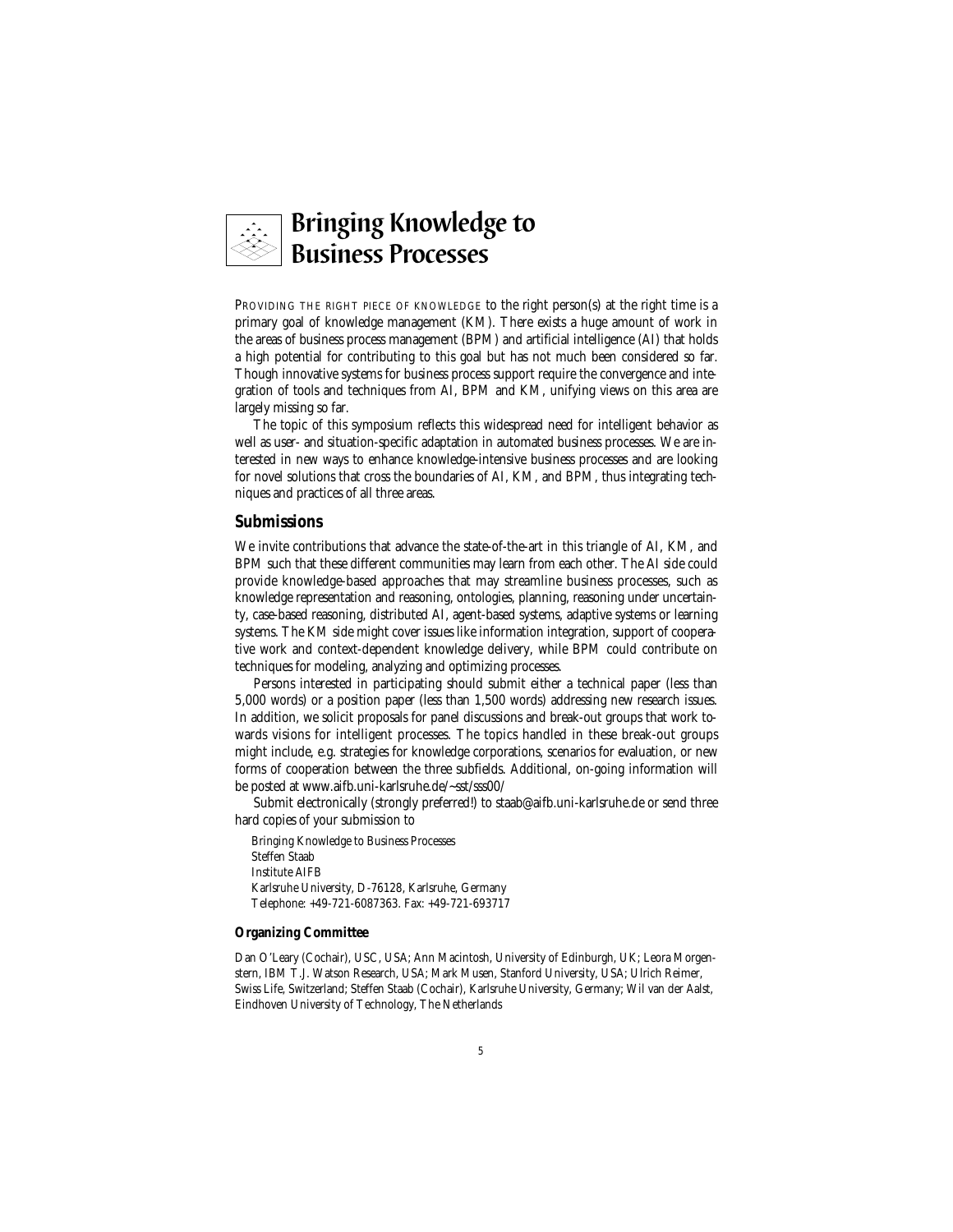# Bringing Knowledge to Business Processes

PROVIDING THE RIGHT PIECE OF KNOWLEDGE to the right person(s) at the right time is a primary goal of knowledge management (KM). There exists a huge amount of work in the areas of business process management (BPM) and artificial intelligence (AI) that holds a high potential for contributing to this goal but has not much been considered so far. Though innovative systems for business process support require the convergence and integration of tools and techniques from AI, BPM and KM, unifying views on this area are largely missing so far.

The topic of this symposium reflects this widespread need for intelligent behavior as well as user- and situation-specific adaptation in automated business processes. We are interested in new ways to enhance knowledge-intensive business processes and are looking for novel solutions that cross the boundaries of AI, KM, and BPM, thus integrating techniques and practices of all three areas.

## Submissions

We invite contributions that advance the state-of-the-art in this triangle of AI, KM, and BPM such that these different communities may learn from each other. The AI side could provide knowledge-based approaches that may streamline business processes, such as knowledge representation and reasoning, ontologies, planning, reasoning under uncertainty, case-based reasoning, distributed AI, agent-based systems, adaptive systems or learning systems. The KM side might cover issues like information integration, support of cooperative work and context-dependent knowledge delivery, while BPM could contribute on techniques for modeling, analyzing and optimizing processes.

Persons interested in participating should submit either a technical paper (less than 5,000 words) or a position paper (less than 1,500 words) addressing new research issues. In addition, we solicit proposals for panel discussions and break-out groups that work towards visions for intelligent processes. The topics handled in these break-out groups might include, e.g. strategies for knowledge corporations, scenarios for evaluation, or new forms of cooperation between the three subfields. Additional, on-going information will be posted at www.aifb.uni-karlsruhe.de/~sst/sss00/

Submit electronically (strongly preferred!) to staab@aifb.uni-karlsruhe.de or send three hard copies of your submission to

Bringing Knowledge to Business Processes
Steffen Staab
Institute AIFB
Karlsruhe University, D-76128, Karlsruhe, Germany
Telephone: +49-721-6087363. Fax: +49-721-693717

### Organizing Committee

Dan O'Leary (Cochair), USC, USA; Ann Macintosh, University of Edinburgh, UK; Leora Morgenstern, IBM T.J. Watson Research, USA; Mark Musen, Stanford University, USA; Ulrich Reimer, Swiss Life, Switzerland; Steffen Staab (Cochair), Karlsruhe University, Germany; Wil van der Aalst, Eindhoven University of Technology, The Netherlands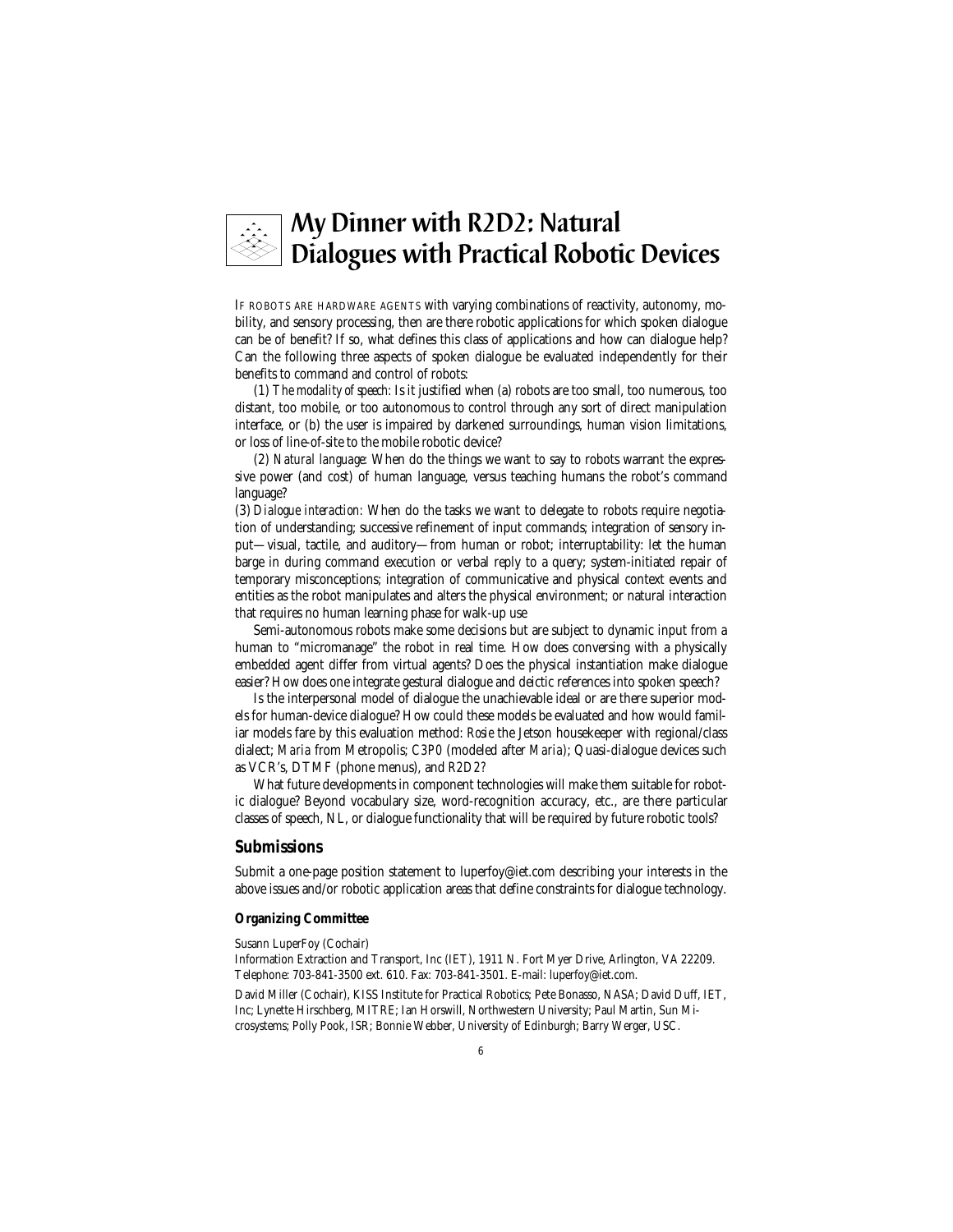# My Dinner with R2D2: Natural Dialogues with Practical Robotic Devices

IF ROBOTS ARE HARDWARE AGENTS with varying combinations of reactivity, autonomy, mobility, and sensory processing, then are there robotic applications for which spoken dialogue can be of benefit? If so, what defines this class of applications and how can dialogue help? Can the following three aspects of spoken dialogue be evaluated independently for their benefits to command and control of robots:

(1) *The modality of speech*: Is it justified when (a) robots are too small, too numerous, too distant, too mobile, or too autonomous to control through any sort of direct manipulation interface, or (b) the user is impaired by darkened surroundings, human vision limitations, or loss of line-of-site to the mobile robotic device?

(2) *Natural language*: When do the things we want to say to robots warrant the expressive power (and cost) of human language, versus teaching humans the robot's command language?

(3) *Dialogue interaction*: When do the tasks we want to delegate to robots require negotiation of understanding; successive refinement of input commands; integration of sensory input—visual, tactile, and auditory—from human or robot; interruptability: let the human barge in during command execution or verbal reply to a query; system-initiated repair of temporary misconceptions; integration of communicative and physical context events and entities as the robot manipulates and alters the physical environment; or natural interaction that requires no human learning phase for walk-up use

Semi-autonomous robots make some decisions but are subject to dynamic input from a human to "micromanage" the robot in real time. How does conversing with a physically embedded agent differ from virtual agents? Does the physical instantiation make dialogue easier? How does one integrate gestural dialogue and deictic references into spoken speech?

Is the interpersonal model of dialogue the unachievable ideal or are there superior models for human-device dialogue? How could these models be evaluated and how would familiar models fare by this evaluation method: *Rosie* the Jetson housekeeper with regional/class dialect; *Maria* from Metropolis; *C3PO* (modeled after *Maria*); Quasi-dialogue devices such as VCR's, DTMF (phone menus), and *R2D2*?

What future developments in component technologies will make them suitable for robotic dialogue? Beyond vocabulary size, word-recognition accuracy, etc., are there particular classes of speech, NL, or dialogue functionality that will be required by future robotic tools?

## Submissions

Submit a one-page position statement to luperfoy@iet.com describing your interests in the above issues and/or robotic application areas that define constraints for dialogue technology.

### Organizing Committee

Susann LuperFoy (Cochair)
Information Extraction and Transport, Inc (IET), 1911 N. Fort Myer Drive, Arlington, VA 22209. Telephone: 703-841-3500 ext. 610. Fax: 703-841-3501. E-mail: luperfoy@iet.com.

David Miller (Cochair), KISS Institute for Practical Robotics; Pete Bonasso, NASA; David Duff, IET, Inc; Lynette Hirschberg, MITRE; Ian Horswill, Northwestern University; Paul Martin, Sun Microsystems; Polly Pook, ISR; Bonnie Webber, University of Edinburgh; Barry Werger, USC.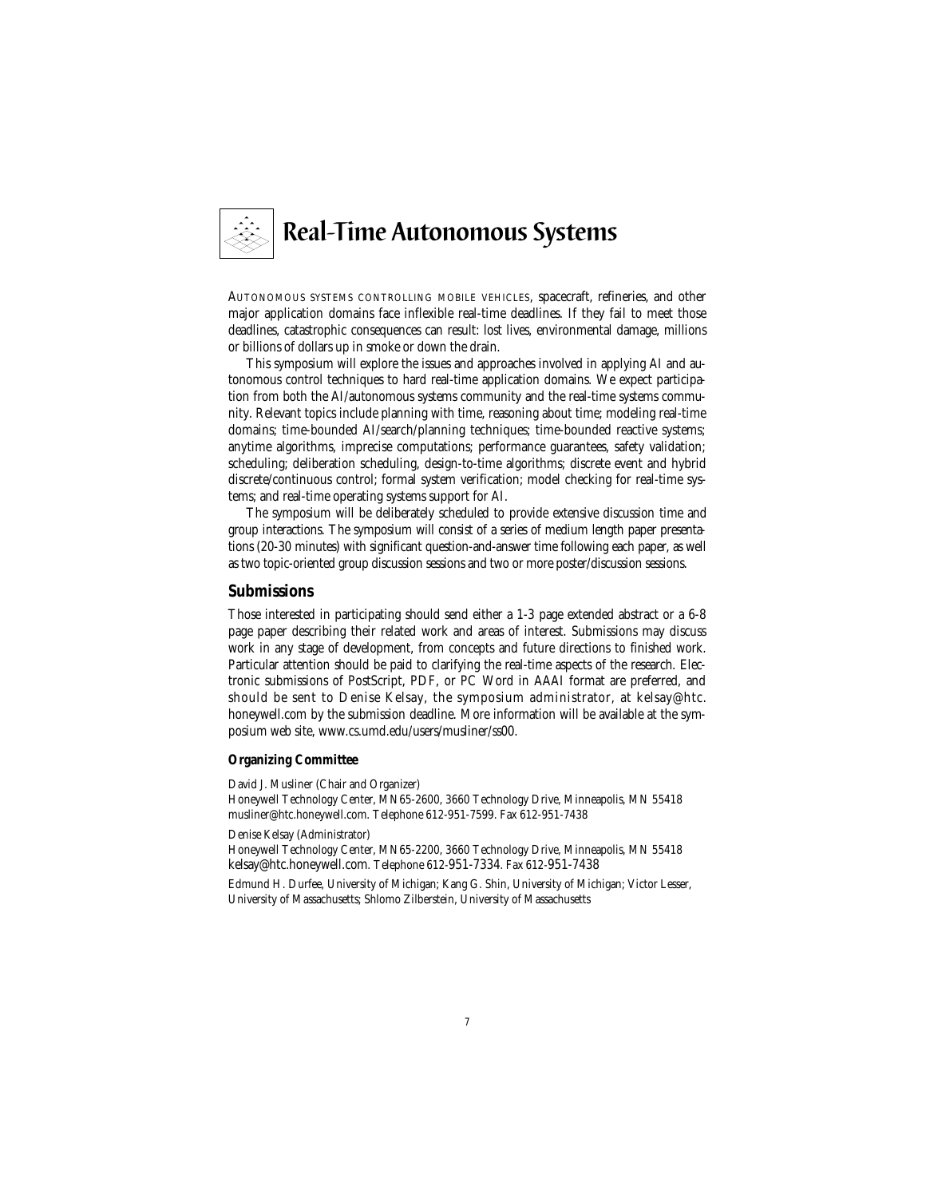# Real-Time Autonomous Systems

AUTONOMOUS SYSTEMS CONTROLLING MOBILE VEHICLES, spacecraft, refineries, and other major application domains face inflexible real-time deadlines. If they fail to meet those deadlines, catastrophic consequences can result: lost lives, environmental damage, millions or billions of dollars up in smoke or down the drain.

This symposium will explore the issues and approaches involved in applying AI and autonomous control techniques to hard real-time application domains. We expect participation from both the AI/autonomous systems community and the real-time systems community. Relevant topics include planning with time, reasoning about time; modeling real-time domains; time-bounded AI/search/planning techniques; time-bounded reactive systems; anytime algorithms, imprecise computations; performance guarantees, safety validation; scheduling; deliberation scheduling, design-to-time algorithms; discrete event and hybrid discrete/continuous control; formal system verification; model checking for real-time systems; and real-time operating systems support for AI.

The symposium will be deliberately scheduled to provide extensive discussion time and group interactions. The symposium will consist of a series of medium length paper presentations (20-30 minutes) with significant question-and-answer time following each paper, as well as two topic-oriented group discussion sessions and two or more poster/discussion sessions.

## Submissions

Those interested in participating should send either a 1-3 page extended abstract or a 6-8 page paper describing their related work and areas of interest. Submissions may discuss work in any stage of development, from concepts and future directions to finished work. Particular attention should be paid to clarifying the real-time aspects of the research. Electronic submissions of PostScript, PDF, or PC Word in AAAI format are preferred, and should be sent to Denise Kelsay, the symposium administrator, at kelsay@htc.honeywell.com by the submission deadline. More information will be available at the symposium web site, www.cs.umd.edu/users/musliner/ss00.

### Organizing Committee

David J. Musliner (Chair and Organizer)
Honeywell Technology Center, MN65-2600, 3660 Technology Drive, Minneapolis, MN 55418
musliner@htc.honeywell.com. Telephone 612-951-7599. Fax 612-951-7438

Denise Kelsay (Administrator)
Honeywell Technology Center, MN65-2200, 3660 Technology Drive, Minneapolis, MN 55418
kelsay@htc.honeywell.com. Telephone 612-951-7334. Fax 612-951-7438

Edmund H. Durfee, University of Michigan; Kang G. Shin, University of Michigan; Victor Lesser, University of Massachusetts; Shlomo Zilberstein, University of Massachusetts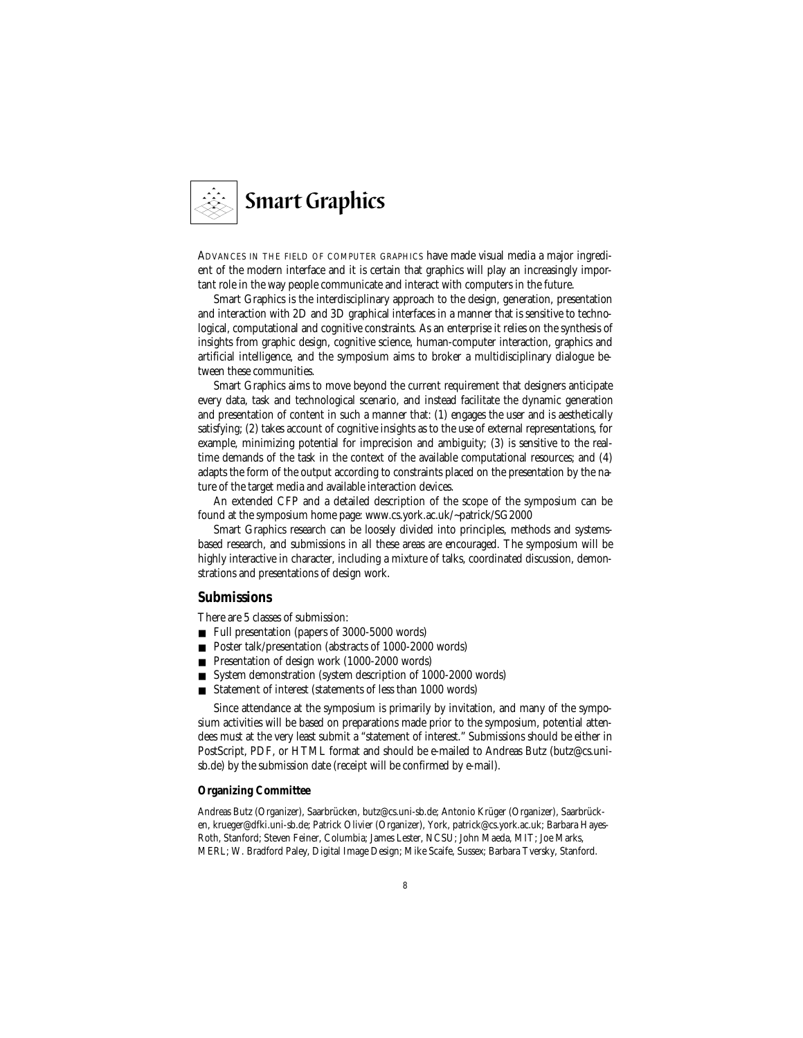# Smart Graphics

ADVANCES IN THE FIELD OF COMPUTER GRAPHICS have made visual media a major ingredient of the modern interface and it is certain that graphics will play an increasingly important role in the way people communicate and interact with computers in the future.

Smart Graphics is the interdisciplinary approach to the design, generation, presentation and interaction with 2D and 3D graphical interfaces in a manner that is sensitive to technological, computational and cognitive constraints. As an enterprise it relies on the synthesis of insights from graphic design, cognitive science, human-computer interaction, graphics and artificial intelligence, and the symposium aims to broker a multidisciplinary dialogue between these communities.

Smart Graphics aims to move beyond the current requirement that designers anticipate every data, task and technological scenario, and instead facilitate the dynamic generation and presentation of content in such a manner that: (1) engages the user and is aesthetically satisfying; (2) takes account of cognitive insights as to the use of external representations, for example, minimizing potential for imprecision and ambiguity; (3) is sensitive to the real-time demands of the task in the context of the available computational resources; and (4) adapts the form of the output according to constraints placed on the presentation by the nature of the target media and available interaction devices.

An extended CFP and a detailed description of the scope of the symposium can be found at the symposium home page: www.cs.york.ac.uk/~patrick/SG2000

Smart Graphics research can be loosely divided into principles, methods and systems-based research, and submissions in all these areas are encouraged. The symposium will be highly interactive in character, including a mixture of talks, coordinated discussion, demonstrations and presentations of design work.

## Submissions

There are 5 classes of submission:

- Full presentation (papers of 3000-5000 words)
- Poster talk/presentation (abstracts of 1000-2000 words)
- Presentation of design work (1000-2000 words)
- System demonstration (system description of 1000-2000 words)
- Statement of interest (statements of less than 1000 words)

Since attendance at the symposium is primarily by invitation, and many of the symposium activities will be based on preparations made prior to the symposium, potential attendees must at the very least submit a "statement of interest." Submissions should be either in PostScript, PDF, or HTML format and should be e-mailed to Andreas Butz (butz@cs.uni-sb.de) by the submission date (receipt will be confirmed by e-mail).

### Organizing Committee

Andreas Butz (Organizer), Saarbrücken, butz@cs.uni-sb.de; Antonio Krüger (Organizer), Saarbrücken, krueger@dfki.uni-sb.de; Patrick Olivier (Organizer), York, patrick@cs.york.ac.uk; Barbara Hayes-Roth, Stanford; Steven Feiner, Columbia; James Lester, NCSU; John Maeda, MIT; Joe Marks, MERL; W. Bradford Paley, Digital Image Design; Mike Scaife, Sussex; Barbara Tversky, Stanford.